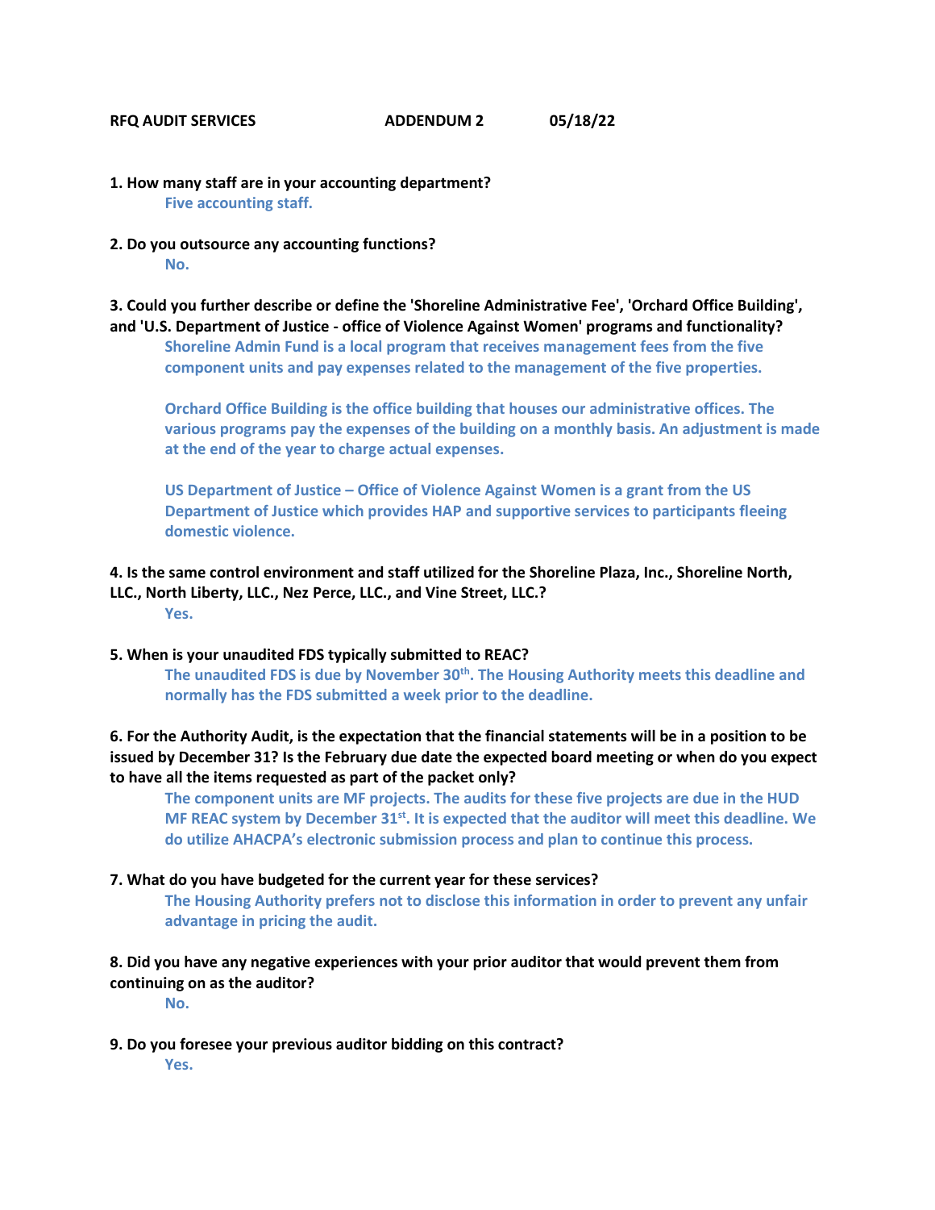**RFQ AUDIT SERVICES    ADDENDUM 2    05/18/22**

**1. How many staff are in your accounting department?**

**Five accounting staff.**

**2. Do you outsource any accounting functions?**

**No.**

**3. Could you further describe or define the 'Shoreline Administrative Fee', 'Orchard Office Building', and 'U.S. Department of Justice - office of Violence Against Women' programs and functionality?**

**Shoreline Admin Fund is a local program that receives management fees from the five component units and pay expenses related to the management of the five properties.**

**Orchard Office Building is the office building that houses our administrative offices. The various programs pay the expenses of the building on a monthly basis. An adjustment is made at the end of the year to charge actual expenses.**

**US Department of Justice – Office of Violence Against Women is a grant from the US Department of Justice which provides HAP and supportive services to participants fleeing domestic violence.**

**4. Is the same control environment and staff utilized for the Shoreline Plaza, Inc., Shoreline North, LLC., North Liberty, LLC., Nez Perce, LLC., and Vine Street, LLC.?**

**Yes.**

**5. When is your unaudited FDS typically submitted to REAC?**

**The unaudited FDS is due by November 30th. The Housing Authority meets this deadline and normally has the FDS submitted a week prior to the deadline.**

**6. For the Authority Audit, is the expectation that the financial statements will be in a position to be issued by December 31? Is the February due date the expected board meeting or when do you expect to have all the items requested as part of the packet only?**

**The component units are MF projects. The audits for these five projects are due in the HUD MF REAC system by December 31st. It is expected that the auditor will meet this deadline. We do utilize AHACPA's electronic submission process and plan to continue this process.**

**7. What do you have budgeted for the current year for these services?**

**The Housing Authority prefers not to disclose this information in order to prevent any unfair advantage in pricing the audit.**

**8. Did you have any negative experiences with your prior auditor that would prevent them from continuing on as the auditor?**

**No.**

**9. Do you foresee your previous auditor bidding on this contract?**

**Yes.**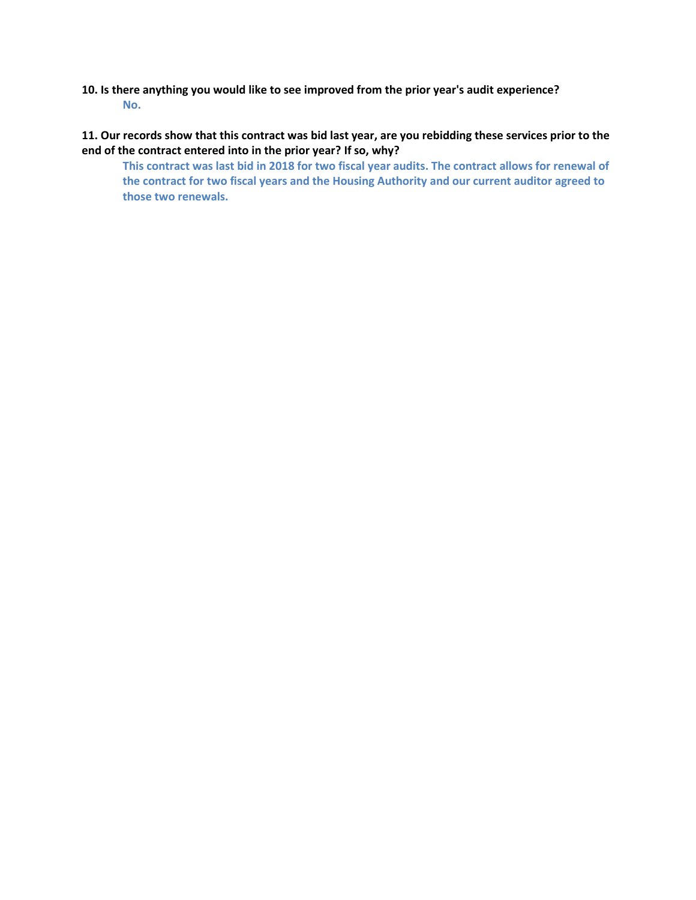**10. Is there anything you would like to see improved from the prior year's audit experience?**

**No.**

**11. Our records show that this contract was bid last year, are you rebidding these services prior to the end of the contract entered into in the prior year? If so, why?**

**This contract was last bid in 2018 for two fiscal year audits. The contract allows for renewal of the contract for two fiscal years and the Housing Authority and our current auditor agreed to those two renewals.**